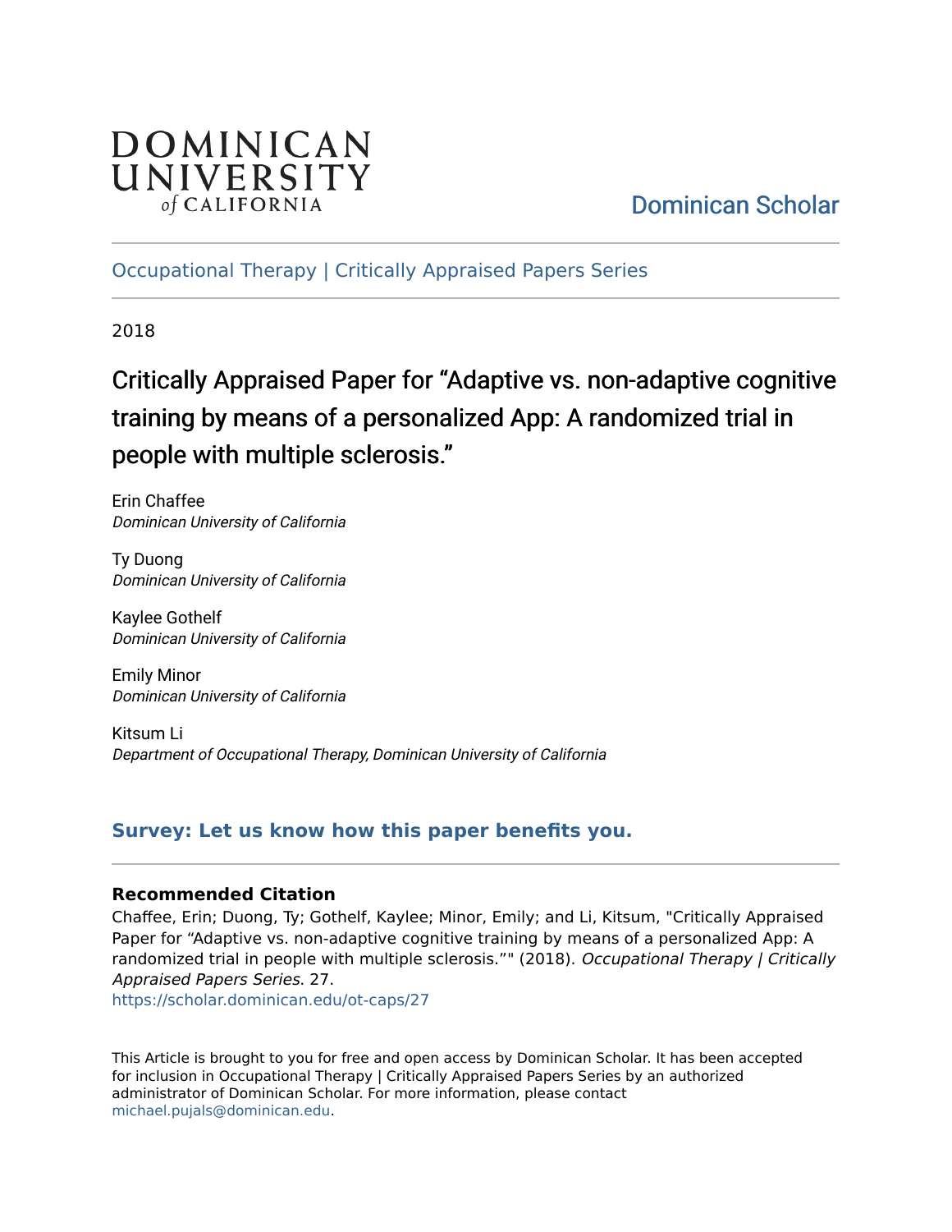DOMINICAN UNIVERSITY of CALIFORNIA

Dominican Scholar

Occupational Therapy | Critically Appraised Papers Series

2018

# Critically Appraised Paper for “Adaptive vs. non-adaptive cognitive training by means of a personalized App: A randomized trial in people with multiple sclerosis.”

Erin Chaffee
*Dominican University of California*

Ty Duong
*Dominican University of California*

Kaylee Gothelf
*Dominican University of California*

Emily Minor
*Dominican University of California*

Kitsum Li
*Department of Occupational Therapy, Dominican University of California*

**Survey: Let us know how this paper benefits you.**

**Recommended Citation**

Chaffee, Erin; Duong, Ty; Gothelf, Kaylee; Minor, Emily; and Li, Kitsum, "Critically Appraised Paper for “Adaptive vs. non-adaptive cognitive training by means of a personalized App: A randomized trial in people with multiple sclerosis.”" (2018). *Occupational Therapy | Critically Appraised Papers Series*. 27.
https://scholar.dominican.edu/ot-caps/27

This Article is brought to you for free and open access by Dominican Scholar. It has been accepted for inclusion in Occupational Therapy | Critically Appraised Papers Series by an authorized administrator of Dominican Scholar. For more information, please contact michael.pujals@dominican.edu.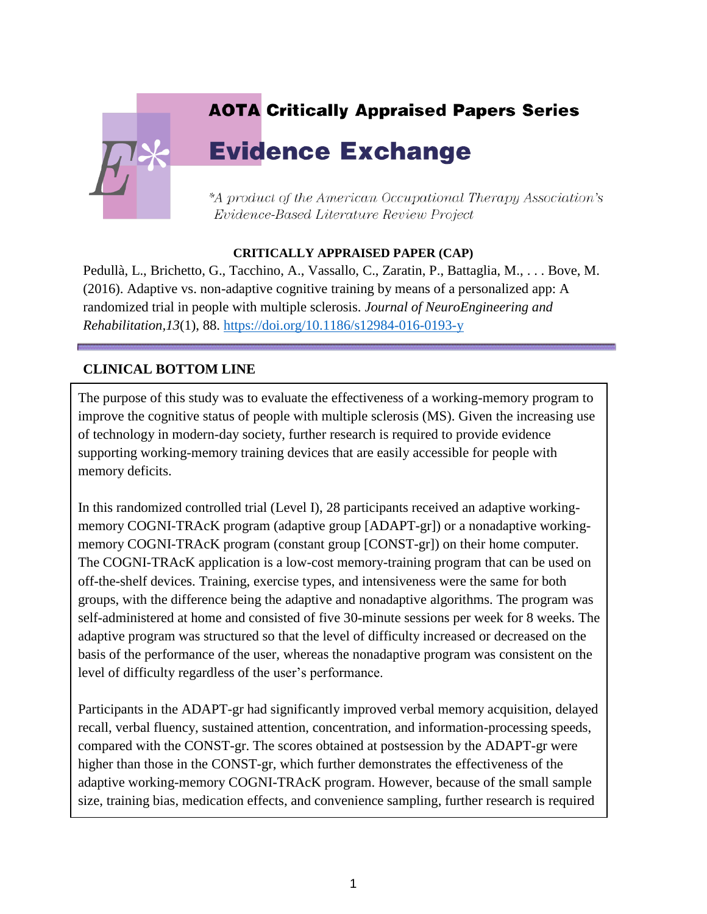# AOTA Critically Appraised Papers Series

# Evidence Exchange

*A product of the American Occupational Therapy Association's Evidence-Based Literature Review Project*

**CRITICALLY APPRAISED PAPER (CAP)**

Pedullà, L., Brichetto, G., Tacchino, A., Vassallo, C., Zaratin, P., Battaglia, M., . . . Bove, M. (2016). Adaptive vs. non-adaptive cognitive training by means of a personalized app: A randomized trial in people with multiple sclerosis. *Journal of NeuroEngineering and Rehabilitation*,*13*(1), 88. https://doi.org/10.1186/s12984-016-0193-y

## CLINICAL BOTTOM LINE

The purpose of this study was to evaluate the effectiveness of a working-memory program to improve the cognitive status of people with multiple sclerosis (MS). Given the increasing use of technology in modern-day society, further research is required to provide evidence supporting working-memory training devices that are easily accessible for people with memory deficits.

In this randomized controlled trial (Level I), 28 participants received an adaptive working-memory COGNI-TRAcK program (adaptive group [ADAPT-gr]) or a nonadaptive working-memory COGNI-TRAcK program (constant group [CONST-gr]) on their home computer. The COGNI-TRAcK application is a low-cost memory-training program that can be used on off-the-shelf devices. Training, exercise types, and intensiveness were the same for both groups, with the difference being the adaptive and nonadaptive algorithms. The program was self-administered at home and consisted of five 30-minute sessions per week for 8 weeks. The adaptive program was structured so that the level of difficulty increased or decreased on the basis of the performance of the user, whereas the nonadaptive program was consistent on the level of difficulty regardless of the user's performance.

Participants in the ADAPT-gr had significantly improved verbal memory acquisition, delayed recall, verbal fluency, sustained attention, concentration, and information-processing speeds, compared with the CONST-gr. The scores obtained at postsession by the ADAPT-gr were higher than those in the CONST-gr, which further demonstrates the effectiveness of the adaptive working-memory COGNI-TRAcK program. However, because of the small sample size, training bias, medication effects, and convenience sampling, further research is required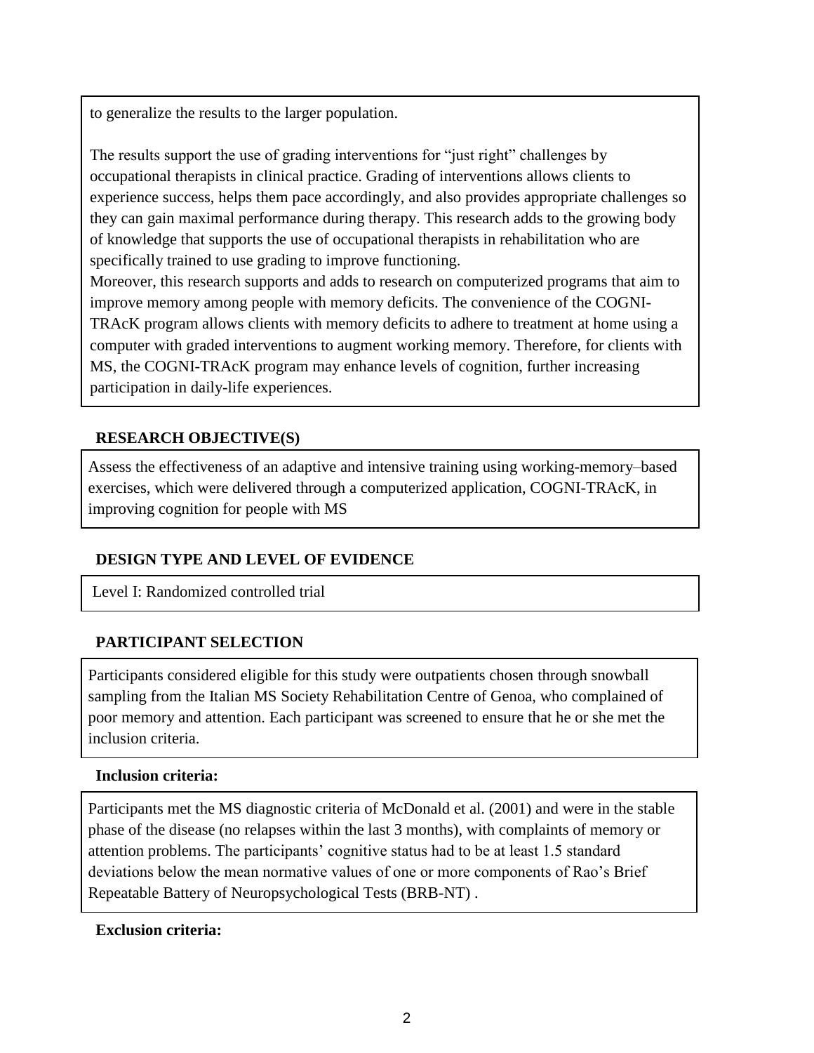to generalize the results to the larger population.

The results support the use of grading interventions for "just right" challenges by occupational therapists in clinical practice. Grading of interventions allows clients to experience success, helps them pace accordingly, and also provides appropriate challenges so they can gain maximal performance during therapy. This research adds to the growing body of knowledge that supports the use of occupational therapists in rehabilitation who are specifically trained to use grading to improve functioning.

Moreover, this research supports and adds to research on computerized programs that aim to improve memory among people with memory deficits. The convenience of the COGNI-TRAcK program allows clients with memory deficits to adhere to treatment at home using a computer with graded interventions to augment working memory. Therefore, for clients with MS, the COGNI-TRAcK program may enhance levels of cognition, further increasing participation in daily-life experiences.

## RESEARCH OBJECTIVE(S)

Assess the effectiveness of an adaptive and intensive training using working-memory–based exercises, which were delivered through a computerized application, COGNI-TRAcK, in improving cognition for people with MS

## DESIGN TYPE AND LEVEL OF EVIDENCE

Level I: Randomized controlled trial

## PARTICIPANT SELECTION

Participants considered eligible for this study were outpatients chosen through snowball sampling from the Italian MS Society Rehabilitation Centre of Genoa, who complained of poor memory and attention. Each participant was screened to ensure that he or she met the inclusion criteria.

### Inclusion criteria:

Participants met the MS diagnostic criteria of McDonald et al. (2001) and were in the stable phase of the disease (no relapses within the last 3 months), with complaints of memory or attention problems. The participants' cognitive status had to be at least 1.5 standard deviations below the mean normative values of one or more components of Rao's Brief Repeatable Battery of Neuropsychological Tests (BRB-NT) .

### Exclusion criteria: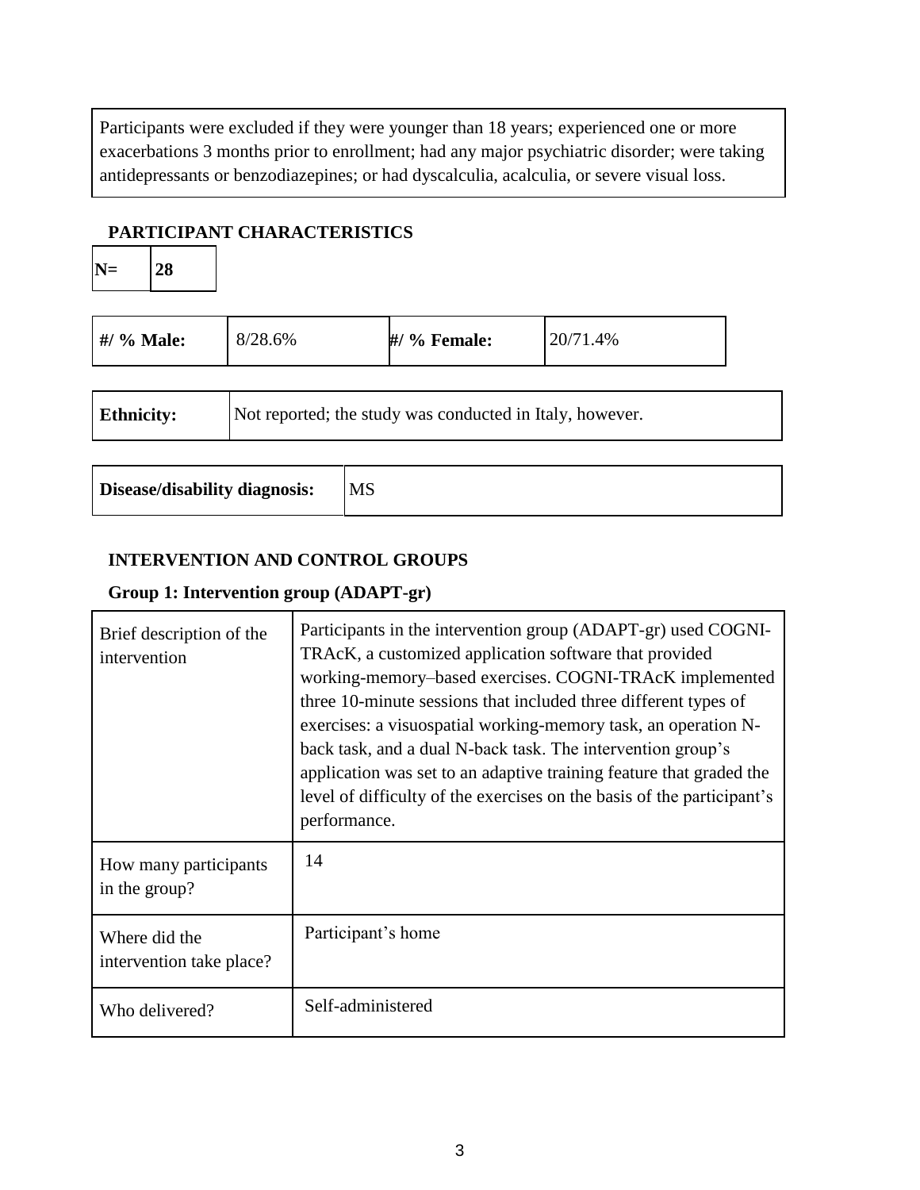| Participants were excluded if they were younger than 18 years; experienced one or more exacerbations 3 months prior to enrollment; had any major psychiatric disorder; were taking antidepressants or benzodiazepines; or had dyscalculia, acalculia, or severe visual loss. |
|---|

## PARTICIPANT CHARACTERISTICS

| **N=** | **28** |
|---|---|

| **#/ % Male:** | 8/28.6% | **#/ % Female:** | 20/71.4% |
|---|---|---|---|

| **Ethnicity:** | Not reported; the study was conducted in Italy, however. |
|---|---|

| **Disease/disability diagnosis:** | MS |
|---|---|

## INTERVENTION AND CONTROL GROUPS

### Group 1: Intervention group (ADAPT-gr)

| Brief description of the intervention | Participants in the intervention group (ADAPT-gr) used COGNI-TRAcK, a customized application software that provided working-memory–based exercises. COGNI-TRAcK implemented three 10-minute sessions that included three different types of exercises: a visuospatial working-memory task, an operation N-back task, and a dual N-back task. The intervention group's application was set to an adaptive training feature that graded the level of difficulty of the exercises on the basis of the participant's performance. |
|---|---|
| How many participants in the group? | 14 |
| Where did the intervention take place? | Participant's home |
| Who delivered? | Self-administered |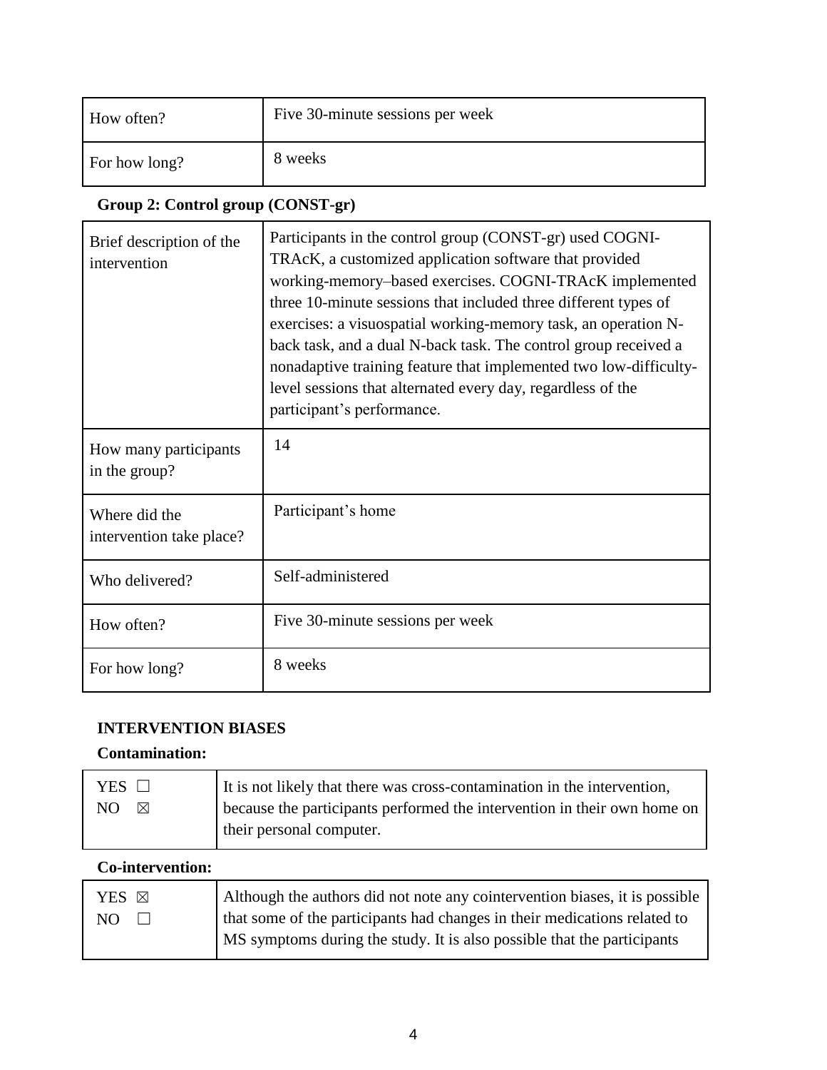| | |
|---|---|
| How often? | Five 30-minute sessions per week |
| For how long? | 8 weeks |

**Group 2: Control group (CONST-gr)**

| | |
|---|---|
| Brief description of the intervention | Participants in the control group (CONST-gr) used COGNI-TRAcK, a customized application software that provided working-memory–based exercises. COGNI-TRAcK implemented three 10-minute sessions that included three different types of exercises: a visuospatial working-memory task, an operation N-back task, and a dual N-back task. The control group received a nonadaptive training feature that implemented two low-difficulty-level sessions that alternated every day, regardless of the participant's performance. |
| How many participants in the group? | 14 |
| Where did the intervention take place? | Participant's home |
| Who delivered? | Self-administered |
| How often? | Five 30-minute sessions per week |
| For how long? | 8 weeks |

**INTERVENTION BIASES**

**Contamination:**

| | |
|---|---|
| YES ☐<br>NO ☒ | It is not likely that there was cross-contamination in the intervention, because the participants performed the intervention in their own home on their personal computer. |

**Co-intervention:**

| | |
|---|---|
| YES ☒<br>NO ☐ | Although the authors did not note any cointervention biases, it is possible that some of the participants had changes in their medications related to MS symptoms during the study. It is also possible that the participants |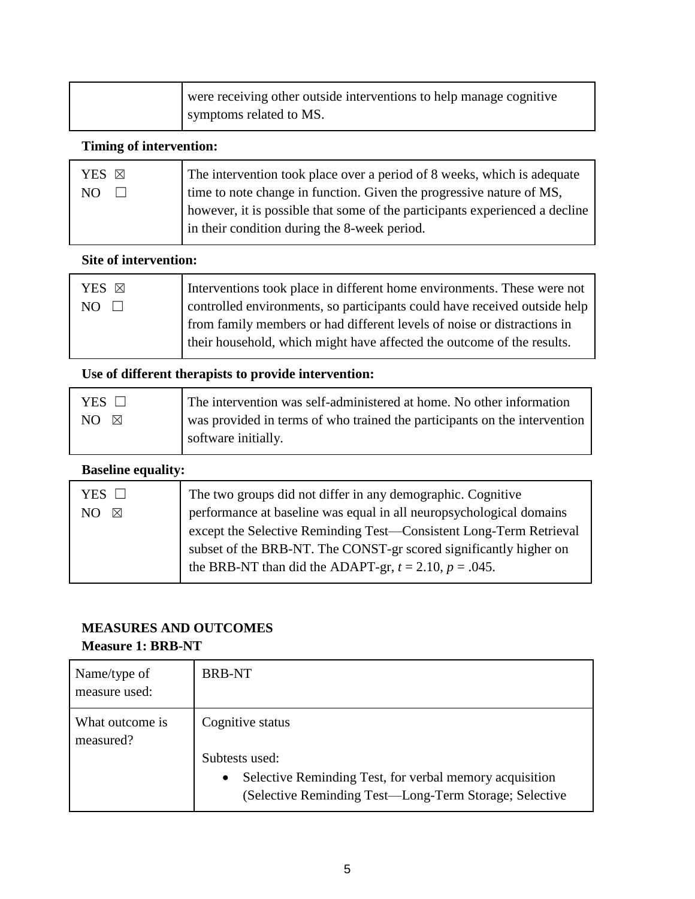| | |
|---|---|
| | were receiving other outside interventions to help manage cognitive symptoms related to MS. |

**Timing of intervention:**

| | |
|---|---|
| YES ☒<br>NO ☐ | The intervention took place over a period of 8 weeks, which is adequate time to note change in function. Given the progressive nature of MS, however, it is possible that some of the participants experienced a decline in their condition during the 8-week period. |

**Site of intervention:**

| | |
|---|---|
| YES ☒<br>NO ☐ | Interventions took place in different home environments. These were not controlled environments, so participants could have received outside help from family members or had different levels of noise or distractions in their household, which might have affected the outcome of the results. |

**Use of different therapists to provide intervention:**

| | |
|---|---|
| YES ☐<br>NO ☒ | The intervention was self-administered at home. No other information was provided in terms of who trained the participants on the intervention software initially. |

**Baseline equality:**

| | |
|---|---|
| YES ☐<br>NO ☒ | The two groups did not differ in any demographic. Cognitive performance at baseline was equal in all neuropsychological domains except the Selective Reminding Test—Consistent Long-Term Retrieval subset of the BRB-NT. The CONST-gr scored significantly higher on the BRB-NT than did the ADAPT-gr, $t = 2.10$, $p = .045$. |

## MEASURES AND OUTCOMES

### Measure 1: BRB-NT

| | |
|---|---|
| Name/type of measure used: | BRB-NT |
| What outcome is measured? | Cognitive status<br><br>Subtests used:<br>• Selective Reminding Test, for verbal memory acquisition (Selective Reminding Test—Long-Term Storage; Selective |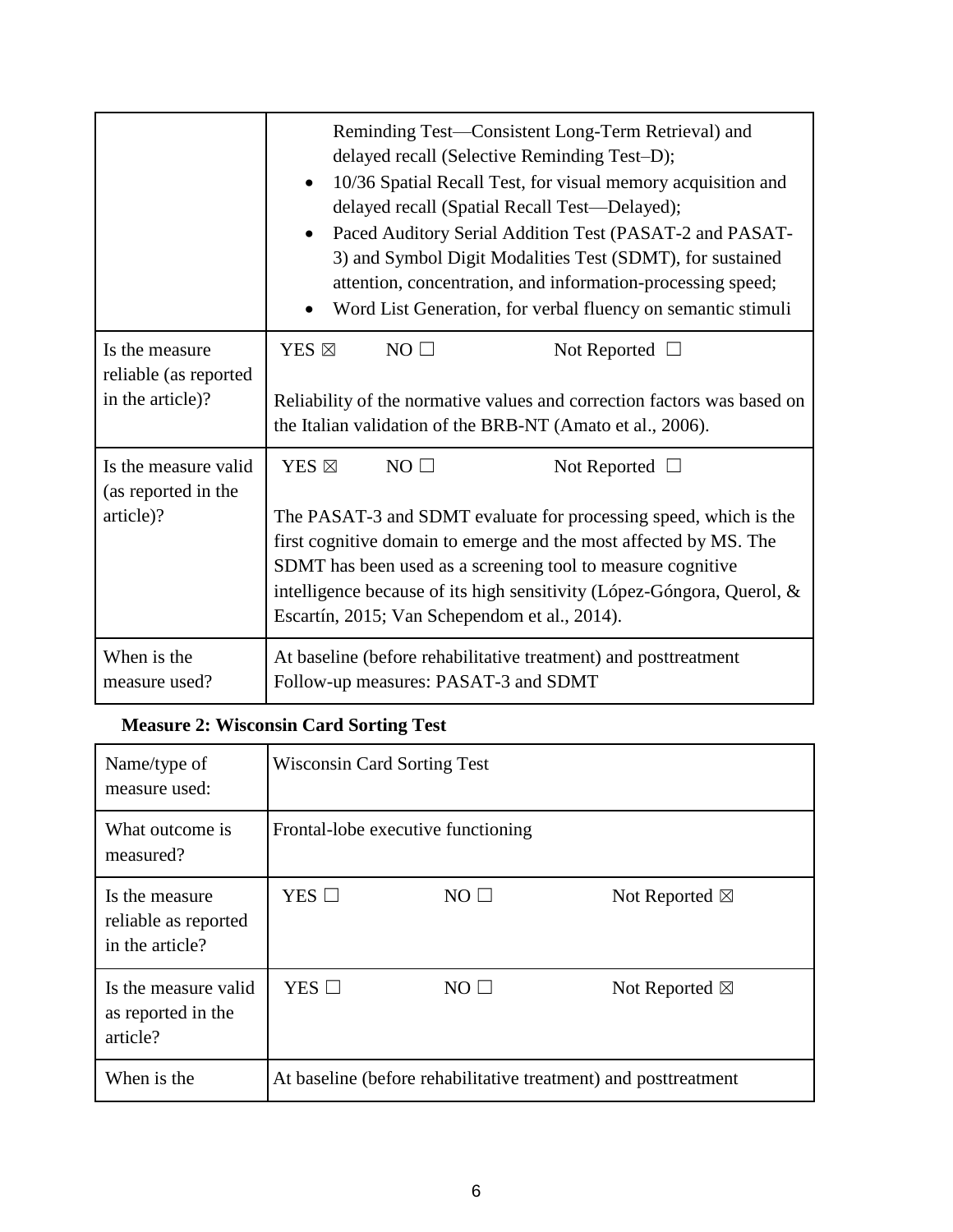| | |
|---|---|
| | Reminding Test—Consistent Long-Term Retrieval) and delayed recall (Selective Reminding Test–D);<br>• 10/36 Spatial Recall Test, for visual memory acquisition and delayed recall (Spatial Recall Test—Delayed);<br>• Paced Auditory Serial Addition Test (PASAT-2 and PASAT-3) and Symbol Digit Modalities Test (SDMT), for sustained attention, concentration, and information-processing speed;<br>• Word List Generation, for verbal fluency on semantic stimuli |
| Is the measure reliable (as reported in the article)? | YES ☒ NO ☐ Not Reported ☐<br><br>Reliability of the normative values and correction factors was based on the Italian validation of the BRB-NT (Amato et al., 2006). |
| Is the measure valid (as reported in the article)? | YES ☒ NO ☐ Not Reported ☐<br><br>The PASAT-3 and SDMT evaluate for processing speed, which is the first cognitive domain to emerge and the most affected by MS. The SDMT has been used as a screening tool to measure cognitive intelligence because of its high sensitivity (López-Góngora, Querol, & Escartín, 2015; Van Schependom et al., 2014). |
| When is the measure used? | At baseline (before rehabilitative treatment) and posttreatment<br>Follow-up measures: PASAT-3 and SDMT |

**Measure 2: Wisconsin Card Sorting Test**

| | |
|---|---|
| Name/type of measure used: | Wisconsin Card Sorting Test |
| What outcome is measured? | Frontal-lobe executive functioning |
| Is the measure reliable as reported in the article? | YES ☐ NO ☐ Not Reported ☒ |
| Is the measure valid as reported in the article? | YES ☐ NO ☐ Not Reported ☒ |
| When is the | At baseline (before rehabilitative treatment) and posttreatment |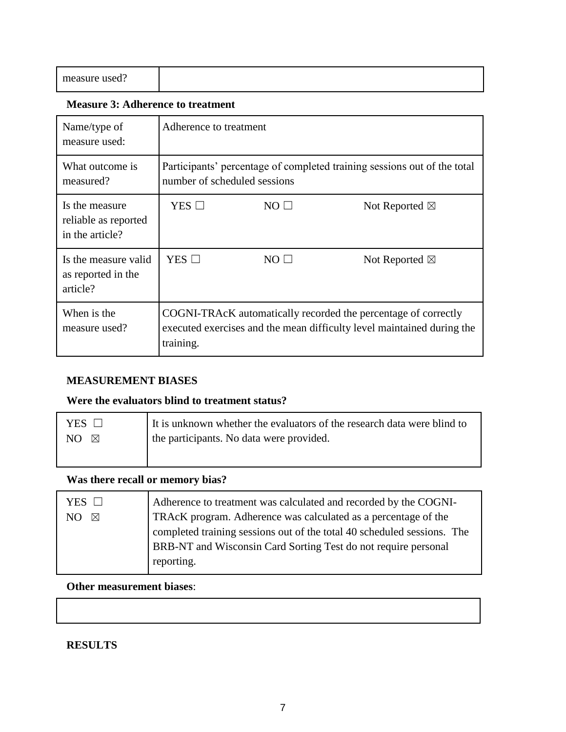| measure used? | |
|---|---|

**Measure 3: Adherence to treatment**

| Name/type of measure used: | Adherence to treatment | | |
|---|---|---|---|
| What outcome is measured? | Participants' percentage of completed training sessions out of the total number of scheduled sessions | | |
| Is the measure reliable as reported in the article? | YES ☐ | NO ☐ | Not Reported ☒ |
| Is the measure valid as reported in the article? | YES ☐ | NO ☐ | Not Reported ☒ |
| When is the measure used? | COGNI-TRAcK automatically recorded the percentage of correctly executed exercises and the mean difficulty level maintained during the training. | | |

**MEASUREMENT BIASES**

**Were the evaluators blind to treatment status?**

| YES ☐<br>NO ☒ | It is unknown whether the evaluators of the research data were blind to the participants. No data were provided. |
|---|---|

**Was there recall or memory bias?**

| YES ☐<br>NO ☒ | Adherence to treatment was calculated and recorded by the COGNI-TRAcK program. Adherence was calculated as a percentage of the completed training sessions out of the total 40 scheduled sessions. The BRB-NT and Wisconsin Card Sorting Test do not require personal reporting. |
|---|---|

**Other measurement biases**:

| |
|---|

**RESULTS**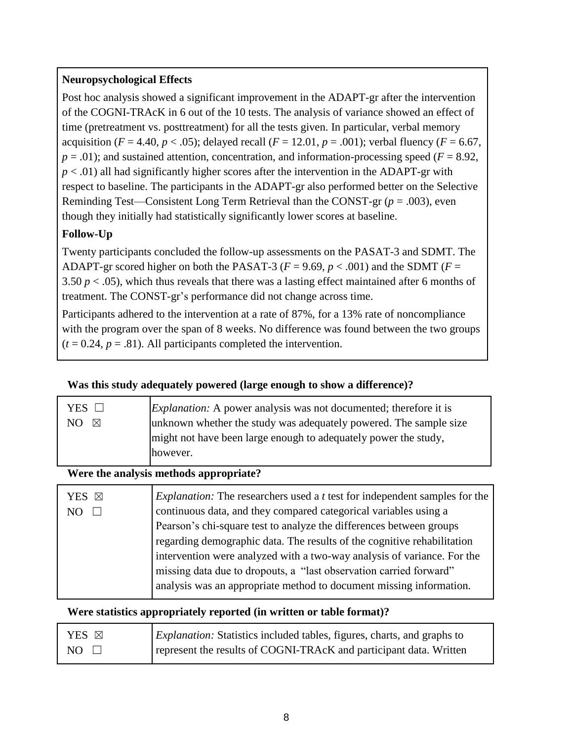**Neuropsychological Effects**

Post hoc analysis showed a significant improvement in the ADAPT-gr after the intervention of the COGNI-TRAcK in 6 out of the 10 tests. The analysis of variance showed an effect of time (pretreatment vs. posttreatment) for all the tests given. In particular, verbal memory acquisition ($F = 4.40$, $p < .05$); delayed recall ($F = 12.01$, $p = .001$); verbal fluency ($F = 6.67$, $p = .01$); and sustained attention, concentration, and information-processing speed ($F = 8.92$, $p < .01$) all had significantly higher scores after the intervention in the ADAPT-gr with respect to baseline. The participants in the ADAPT-gr also performed better on the Selective Reminding Test—Consistent Long Term Retrieval than the CONST-gr ($p = .003$), even though they initially had statistically significantly lower scores at baseline.

**Follow-Up**

Twenty participants concluded the follow-up assessments on the PASAT-3 and SDMT. The ADAPT-gr scored higher on both the PASAT-3 ($F = 9.69$, $p < .001$) and the SDMT ($F = 3.50$ $p < .05$), which thus reveals that there was a lasting effect maintained after 6 months of treatment. The CONST-gr's performance did not change across time.

Participants adhered to the intervention at a rate of 87%, for a 13% rate of noncompliance with the program over the span of 8 weeks. No difference was found between the two groups ($t = 0.24$, $p = .81$). All participants completed the intervention.

**Was this study adequately powered (large enough to show a difference)?**

| | |
|---|---|
| YES ☐<br>NO ☒ | *Explanation:* A power analysis was not documented; therefore it is unknown whether the study was adequately powered. The sample size might not have been large enough to adequately power the study, however. |

**Were the analysis methods appropriate?**

| | |
|---|---|
| YES ☒<br>NO ☐ | *Explanation:* The researchers used a *t* test for independent samples for the continuous data, and they compared categorical variables using a Pearson's chi-square test to analyze the differences between groups regarding demographic data. The results of the cognitive rehabilitation intervention were analyzed with a two-way analysis of variance. For the missing data due to dropouts, a "last observation carried forward" analysis was an appropriate method to document missing information. |

**Were statistics appropriately reported (in written or table format)?**

| | |
|---|---|
| YES ☒<br>NO ☐ | *Explanation:* Statistics included tables, figures, charts, and graphs to represent the results of COGNI-TRAcK and participant data. Written |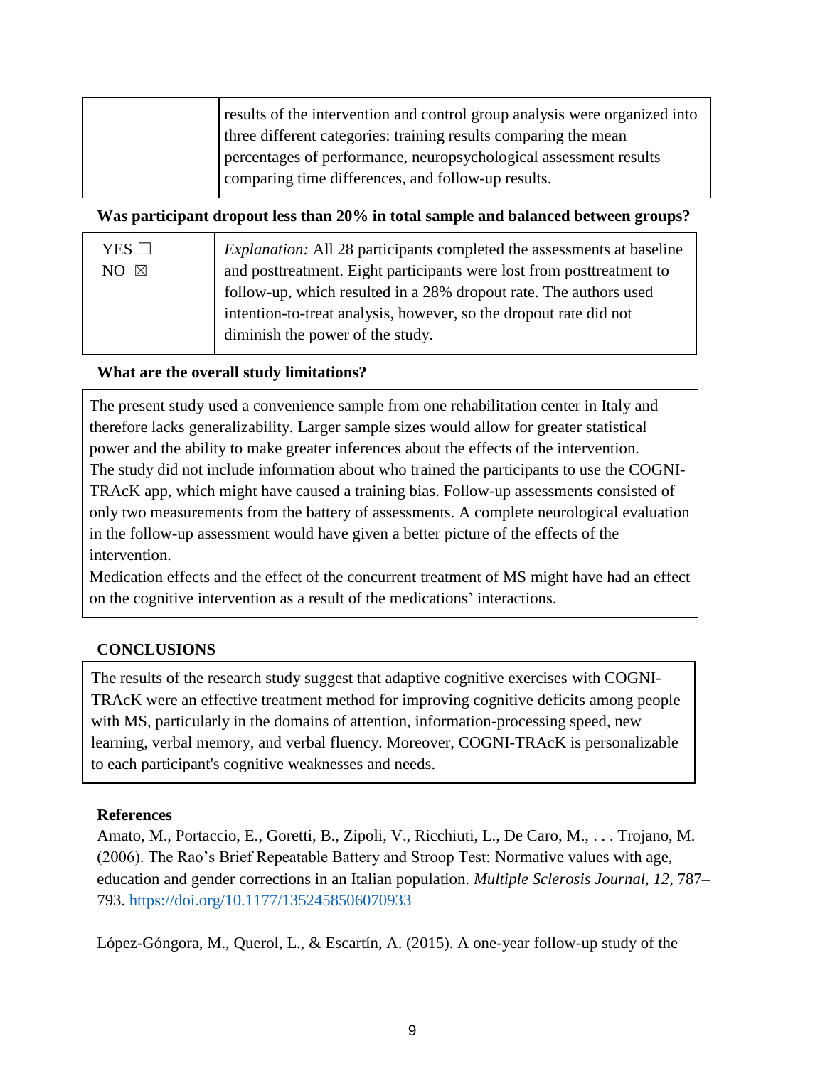| | results of the intervention and control group analysis were organized into three different categories: training results comparing the mean percentages of performance, neuropsychological assessment results comparing time differences, and follow-up results. |
|---|---|

**Was participant dropout less than 20% in total sample and balanced between groups?**

| YES ☐<br>NO ☒ | *Explanation:* All 28 participants completed the assessments at baseline and posttreatment. Eight participants were lost from posttreatment to follow-up, which resulted in a 28% dropout rate. The authors used intention-to-treat analysis, however, so the dropout rate did not diminish the power of the study. |
|---|---|

**What are the overall study limitations?**

The present study used a convenience sample from one rehabilitation center in Italy and therefore lacks generalizability. Larger sample sizes would allow for greater statistical power and the ability to make greater inferences about the effects of the intervention.
The study did not include information about who trained the participants to use the COGNI-TRAcK app, which might have caused a training bias. Follow-up assessments consisted of only two measurements from the battery of assessments. A complete neurological evaluation in the follow-up assessment would have given a better picture of the effects of the intervention.
Medication effects and the effect of the concurrent treatment of MS might have had an effect on the cognitive intervention as a result of the medications' interactions.

## CONCLUSIONS

The results of the research study suggest that adaptive cognitive exercises with COGNI-TRAcK were an effective treatment method for improving cognitive deficits among people with MS, particularly in the domains of attention, information-processing speed, new learning, verbal memory, and verbal fluency. Moreover, COGNI-TRAcK is personalizable to each participant's cognitive weaknesses and needs.

### References

Amato, M., Portaccio, E., Goretti, B., Zipoli, V., Ricchiuti, L., De Caro, M., . . . Trojano, M. (2006). The Rao's Brief Repeatable Battery and Stroop Test: Normative values with age, education and gender corrections in an Italian population. *Multiple Sclerosis Journal, 12*, 787–793. https://doi.org/10.1177/1352458506070933

López-Góngora, M., Querol, L., & Escartín, A. (2015). A one-year follow-up study of the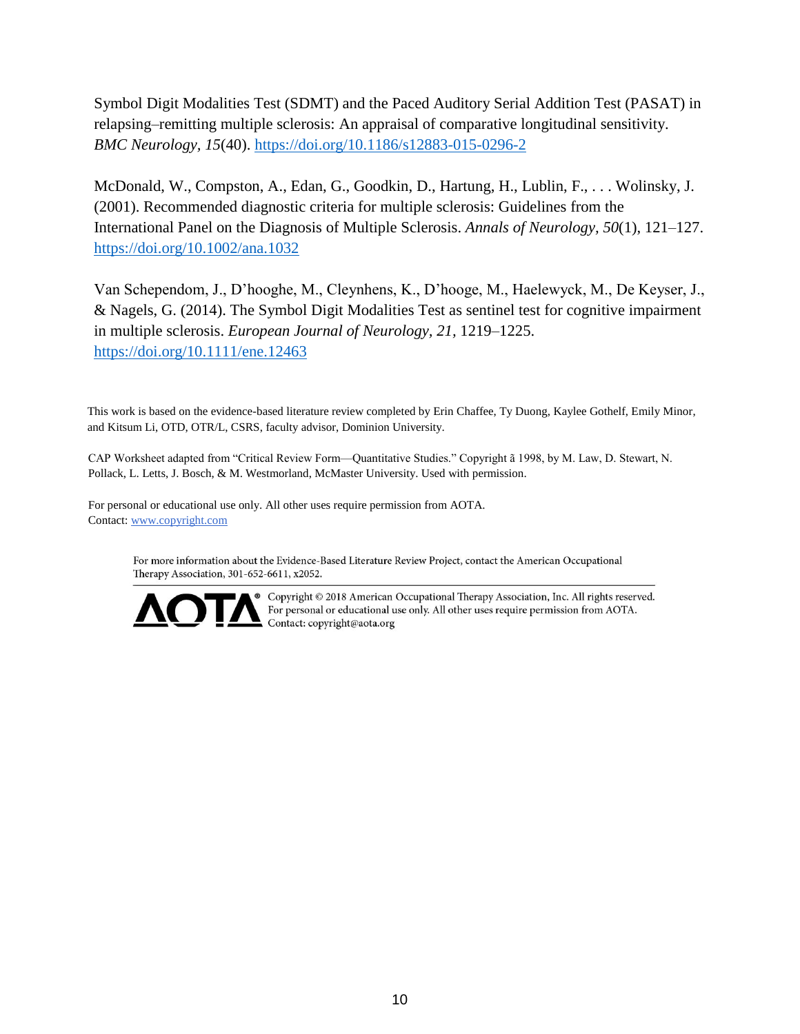Symbol Digit Modalities Test (SDMT) and the Paced Auditory Serial Addition Test (PASAT) in relapsing–remitting multiple sclerosis: An appraisal of comparative longitudinal sensitivity. *BMC Neurology*, *15*(40). https://doi.org/10.1186/s12883-015-0296-2

McDonald, W., Compston, A., Edan, G., Goodkin, D., Hartung, H., Lublin, F., . . . Wolinsky, J. (2001). Recommended diagnostic criteria for multiple sclerosis: Guidelines from the International Panel on the Diagnosis of Multiple Sclerosis. *Annals of Neurology*, *50*(1), 121–127. https://doi.org/10.1002/ana.1032

Van Schependom, J., D'hooghe, M., Cleynhens, K., D'hooge, M., Haelewyck, M., De Keyser, J., & Nagels, G. (2014). The Symbol Digit Modalities Test as sentinel test for cognitive impairment in multiple sclerosis. *European Journal of Neurology*, *21*, 1219–1225. https://doi.org/10.1111/ene.12463

This work is based on the evidence-based literature review completed by Erin Chaffee, Ty Duong, Kaylee Gothelf, Emily Minor, and Kitsum Li, OTD, OTR/L, CSRS, faculty advisor, Dominion University.

CAP Worksheet adapted from "Critical Review Form—Quantitative Studies." Copyright ã 1998, by M. Law, D. Stewart, N. Pollack, L. Letts, J. Bosch, & M. Westmorland, McMaster University. Used with permission.

For personal or educational use only. All other uses require permission from AOTA.
Contact: www.copyright.com

For more information about the Evidence-Based Literature Review Project, contact the American Occupational Therapy Association, 301-652-6611, x2052.

AOTA® Copyright © 2018 American Occupational Therapy Association, Inc. All rights reserved.
For personal or educational use only. All other uses require permission from AOTA.
Contact: copyright@aota.org